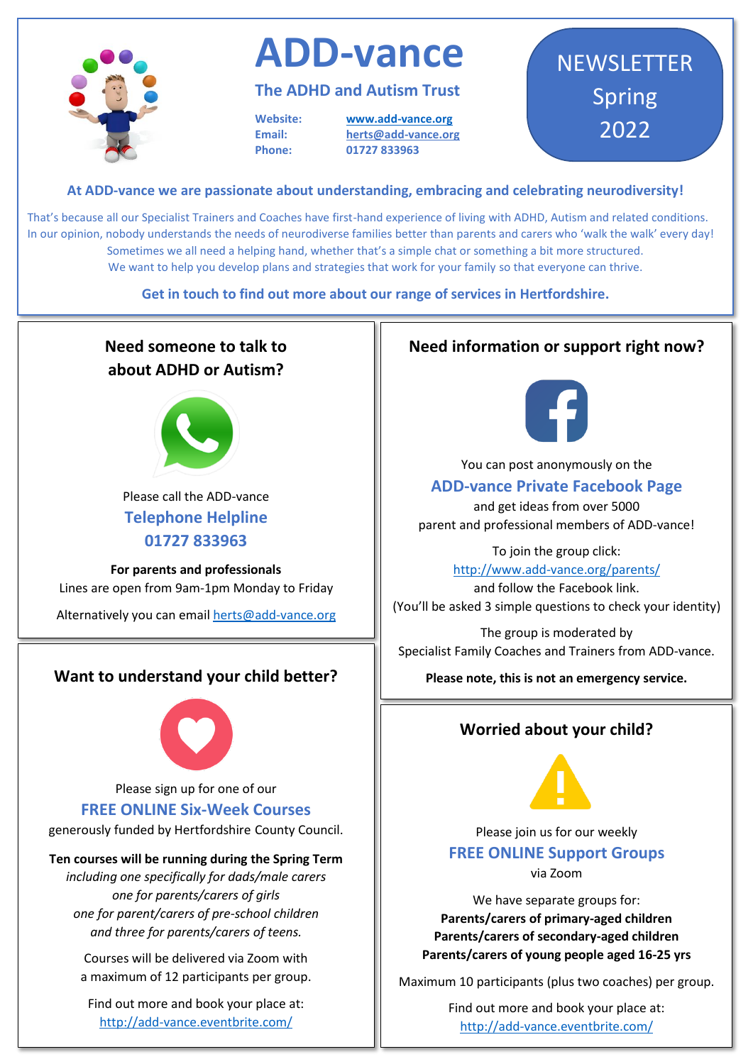# ADD-vance

## The ADHD and Autism Trust

**Website:** www.add-vance.org
**Email:** herts@add-vance.org
**Phone:** 01727 833963

NEWSLETTER Spring 2022

**At ADD-vance we are passionate about understanding, embracing and celebrating neurodiversity!**

That's because all our Specialist Trainers and Coaches have first-hand experience of living with ADHD, Autism and related conditions. In our opinion, nobody understands the needs of neurodiverse families better than parents and carers who 'walk the walk' every day! Sometimes we all need a helping hand, whether that's a simple chat or something a bit more structured. We want to help you develop plans and strategies that work for your family so that everyone can thrive.

**Get in touch to find out more about our range of services in Hertfordshire.**

## Need someone to talk to about ADHD or Autism?

Please call the ADD-vance

**Telephone Helpline**
**01727 833963**

**For parents and professionals**
Lines are open from 9am-1pm Monday to Friday

Alternatively you can email herts@add-vance.org

## Want to understand your child better?

Please sign up for one of our

**FREE ONLINE Six-Week Courses**

generously funded by Hertfordshire County Council.

**Ten courses will be running during the Spring Term**
*including one specifically for dads/male carers*
*one for parents/carers of girls*
*one for parent/carers of pre-school children*
*and three for parents/carers of teens.*

Courses will be delivered via Zoom with a maximum of 12 participants per group.

Find out more and book your place at:
http://add-vance.eventbrite.com/

## Need information or support right now?

You can post anonymously on the

**ADD-vance Private Facebook Page**

and get ideas from over 5000 parent and professional members of ADD-vance!

To join the group click:
http://www.add-vance.org/parents/
and follow the Facebook link.
(You'll be asked 3 simple questions to check your identity)

The group is moderated by Specialist Family Coaches and Trainers from ADD-vance.

**Please note, this is not an emergency service.**

## Worried about your child?

Please join us for our weekly

**FREE ONLINE Support Groups**

via Zoom

We have separate groups for:
**Parents/carers of primary-aged children**
**Parents/carers of secondary-aged children**
**Parents/carers of young people aged 16-25 yrs**

Maximum 10 participants (plus two coaches) per group.

Find out more and book your place at:
http://add-vance.eventbrite.com/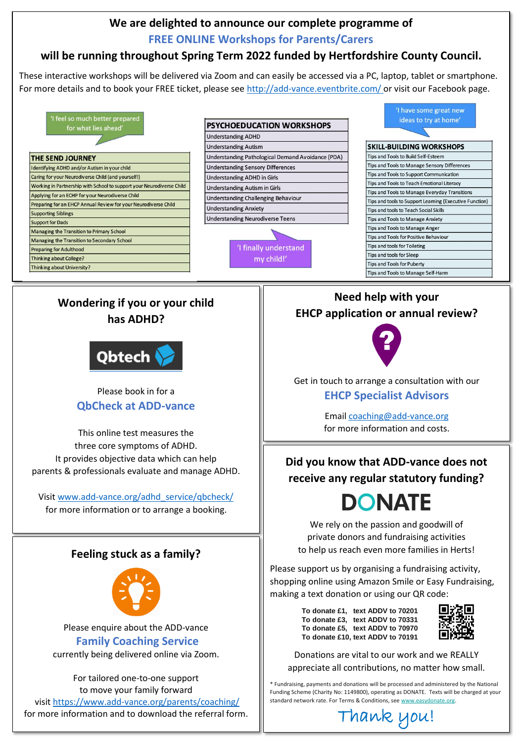## We are delighted to announce our complete programme of FREE ONLINE Workshops for Parents/Carers will be running throughout Spring Term 2022 funded by Hertfordshire County Council.

These interactive workshops will be delivered via Zoom and can easily be accessed via a PC, laptop, tablet or smartphone. For more details and to book your FREE ticket, please see http://add-vance.eventbrite.com/ or visit our Facebook page.

'I feel so much better prepared for what lies ahead'

| THE SEND JOURNEY |
|---|
| Identifying ADHD and/or Autism in your child |
| Caring for your Neurodiverse Child (and yourself!) |
| Working in Partnership with School to support your Neurodiverse Child |
| Applying for an ECHP for your Neurodiverse Child |
| Preparing for an EHCP Annual Review for your Neurodiverse Child |
| Supporting Siblings |
| Support for Dads |
| Managing the Transition to Primary School |
| Managing the Transition to Secondary School |
| Preparing for Adulthood |
| Thinking about College? |
| Thinking about University? |

| PSYCHOEDUCATION WORKSHOPS |
|---|
| Understanding ADHD |
| Understanding Autism |
| Understanding Pathological Demand Avoidance (PDA) |
| Understanding Sensory Differences |
| Understanding ADHD in Girls |
| Understanding Autism in Girls |
| Understanding Challenging Behaviour |
| Understanding Anxiety |
| Understanding Neurodiverse Teens |

'I finally understand my child!'

'I have some great new ideas to try at home'

| SKILL-BUILDING WORKSHOPS |
|---|
| Tips and Tools to Build Self-Esteem |
| Tips and Tools to Manage Sensory Differences |
| Tips and Tools to Support Communication |
| Tips and Tools to Teach Emotional Literacy |
| Tips and Tools to Manage Everyday Transitions |
| Tips and tools to Support Learning (Executive Function) |
| Tips and tools to Teach Social Skills |
| Tips and Tools to Manage Anxiety |
| Tips and Tools to Manage Anger |
| Tips and Tools for Positive Behaviour |
| Tips and tools for Toileting |
| Tips and tools for Sleep |
| Tips and Tools for Puberty |
| Tips and Tools to Manage Self-Harm |

## Wondering if you or your child has ADHD?

Qbtech

Please book in for a
**QbCheck at ADD-vance**

This online test measures the three core symptoms of ADHD.
It provides objective data which can help parents & professionals evaluate and manage ADHD.

Visit www.add-vance.org/adhd_service/qbcheck/ for more information or to arrange a booking.

## Feeling stuck as a family?

Please enquire about the ADD-vance
**Family Coaching Service**
currently being delivered online via Zoom.

For tailored one-to-one support to move your family forward visit https://www.add-vance.org/parents/coaching/ for more information and to download the referral form.

## Need help with your EHCP application or annual review?

Get in touch to arrange a consultation with our
**EHCP Specialist Advisors**

Email coaching@add-vance.org for more information and costs.

## Did you know that ADD-vance does not receive any regular statutory funding?

**DONATE**

We rely on the passion and goodwill of private donors and fundraising activities to help us reach even more families in Herts!

Please support us by organising a fundraising activity, shopping online using Amazon Smile or Easy Fundraising, making a text donation or using our QR code:

**To donate £1, text ADDV to 70201**
**To donate £3, text ADDV to 70331**
**To donate £5, text ADDV to 70970**
**To donate £10, text ADDV to 70191**

Donations are vital to our work and we REALLY appreciate all contributions, no matter how small.

\* Fundraising, payments and donations will be processed and administered by the National Funding Scheme (Charity No: 1149800), operating as DONATE. Texts will be charged at your standard network rate. For Terms & Conditions, see www.easydonate.org.

Thank you!